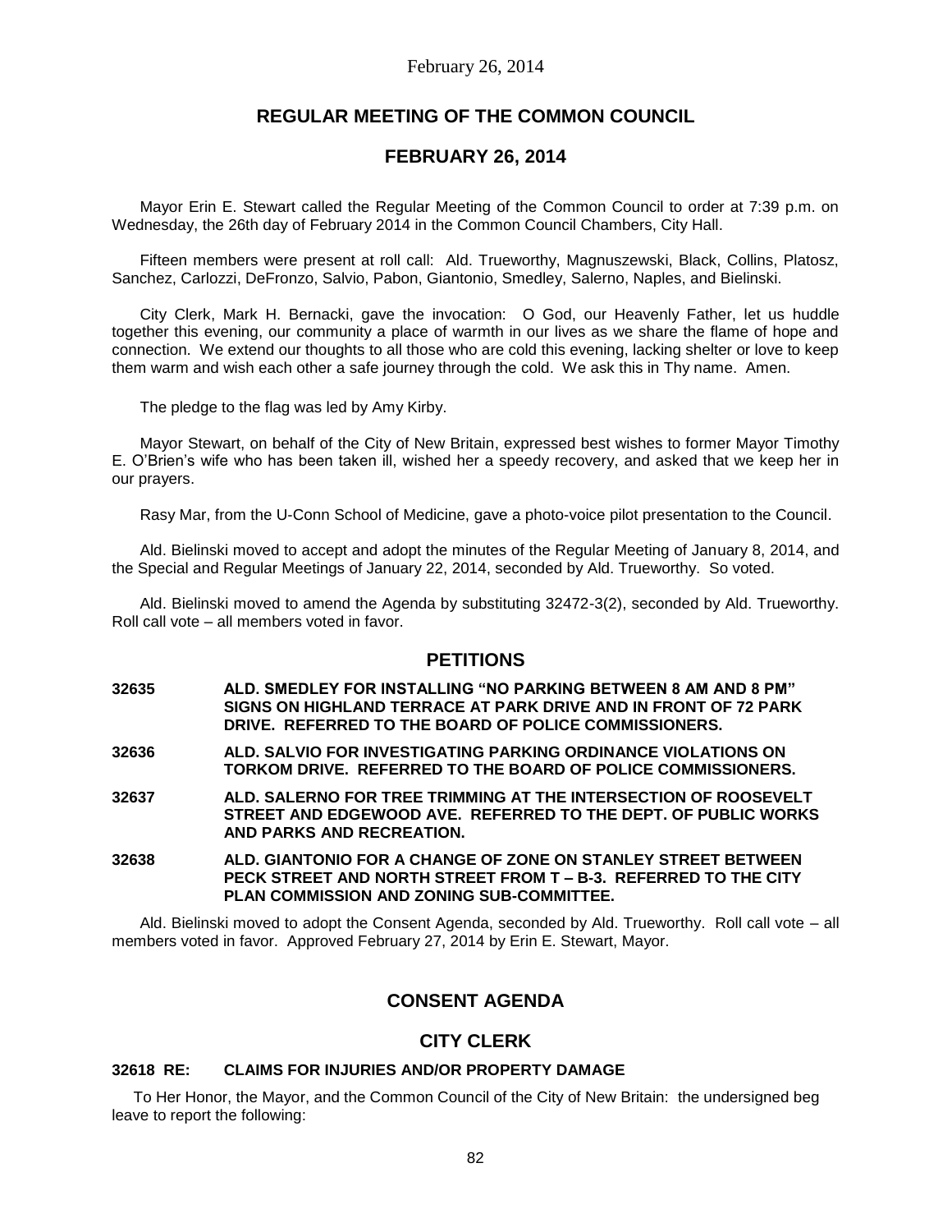# REGULAR MEETING OF THE COMMON COUNCIL

## FEBRUARY 26, 2014

Mayor Erin E. Stewart called the Regular Meeting of the Common Council to order at 7:39 p.m. on Wednesday, the 26th day of February 2014 in the Common Council Chambers, City Hall.

Fifteen members were present at roll call: Ald. Trueworthy, Magnuszewski, Black, Collins, Platosz, Sanchez, Carlozzi, DeFronzo, Salvio, Pabon, Giantonio, Smedley, Salerno, Naples, and Bielinski.

City Clerk, Mark H. Bernacki, gave the invocation: O God, our Heavenly Father, let us huddle together this evening, our community a place of warmth in our lives as we share the flame of hope and connection. We extend our thoughts to all those who are cold this evening, lacking shelter or love to keep them warm and wish each other a safe journey through the cold. We ask this in Thy name. Amen.

The pledge to the flag was led by Amy Kirby.

Mayor Stewart, on behalf of the City of New Britain, expressed best wishes to former Mayor Timothy E. O'Brien's wife who has been taken ill, wished her a speedy recovery, and asked that we keep her in our prayers.

Rasy Mar, from the U-Conn School of Medicine, gave a photo-voice pilot presentation to the Council.

Ald. Bielinski moved to accept and adopt the minutes of the Regular Meeting of January 8, 2014, and the Special and Regular Meetings of January 22, 2014, seconded by Ald. Trueworthy. So voted.

Ald. Bielinski moved to amend the Agenda by substituting 32472-3(2), seconded by Ald. Trueworthy. Roll call vote – all members voted in favor.

## PETITIONS

**32635 ALD. SMEDLEY FOR INSTALLING "NO PARKING BETWEEN 8 AM AND 8 PM" SIGNS ON HIGHLAND TERRACE AT PARK DRIVE AND IN FRONT OF 72 PARK DRIVE. REFERRED TO THE BOARD OF POLICE COMMISSIONERS.**

**32636 ALD. SALVIO FOR INVESTIGATING PARKING ORDINANCE VIOLATIONS ON TORKOM DRIVE. REFERRED TO THE BOARD OF POLICE COMMISSIONERS.**

**32637 ALD. SALERNO FOR TREE TRIMMING AT THE INTERSECTION OF ROOSEVELT STREET AND EDGEWOOD AVE. REFERRED TO THE DEPT. OF PUBLIC WORKS AND PARKS AND RECREATION.**

**32638 ALD. GIANTONIO FOR A CHANGE OF ZONE ON STANLEY STREET BETWEEN PECK STREET AND NORTH STREET FROM T – B-3. REFERRED TO THE CITY PLAN COMMISSION AND ZONING SUB-COMMITTEE.**

Ald. Bielinski moved to adopt the Consent Agenda, seconded by Ald. Trueworthy. Roll call vote – all members voted in favor. Approved February 27, 2014 by Erin E. Stewart, Mayor.

## CONSENT AGENDA

## CITY CLERK

**32618 RE: CLAIMS FOR INJURIES AND/OR PROPERTY DAMAGE**

To Her Honor, the Mayor, and the Common Council of the City of New Britain: the undersigned beg leave to report the following: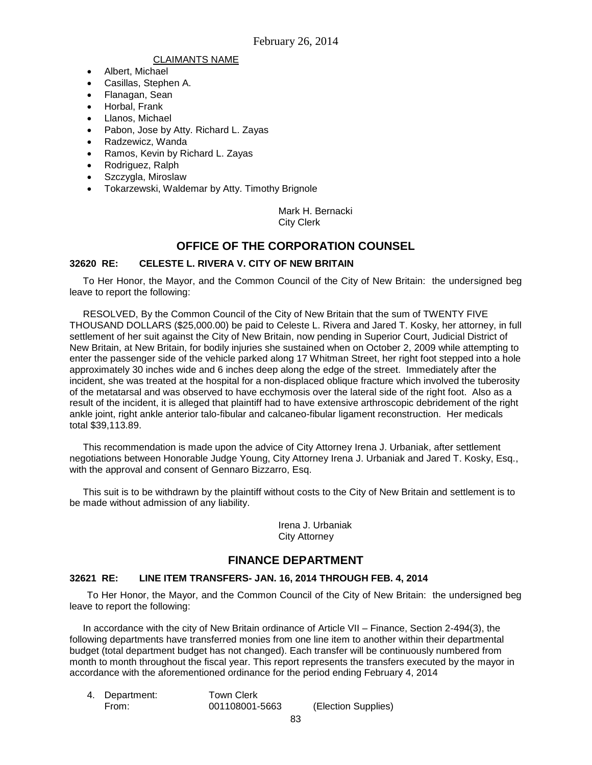CLAIMANTS NAME

- Albert, Michael
- Casillas, Stephen A.
- Flanagan, Sean
- Horbal, Frank
- Llanos, Michael
- Pabon, Jose by Atty. Richard L. Zayas
- Radzewicz, Wanda
- Ramos, Kevin by Richard L. Zayas
- Rodriguez, Ralph
- Szczygla, Miroslaw
- Tokarzewski, Waldemar by Atty. Timothy Brignole

Mark H. Bernacki
City Clerk

## OFFICE OF THE CORPORATION COUNSEL

### 32620 RE: CELESTE L. RIVERA V. CITY OF NEW BRITAIN

To Her Honor, the Mayor, and the Common Council of the City of New Britain: the undersigned beg leave to report the following:

RESOLVED, By the Common Council of the City of New Britain that the sum of TWENTY FIVE THOUSAND DOLLARS ($25,000.00) be paid to Celeste L. Rivera and Jared T. Kosky, her attorney, in full settlement of her suit against the City of New Britain, now pending in Superior Court, Judicial District of New Britain, at New Britain, for bodily injuries she sustained when on October 2, 2009 while attempting to enter the passenger side of the vehicle parked along 17 Whitman Street, her right foot stepped into a hole approximately 30 inches wide and 6 inches deep along the edge of the street. Immediately after the incident, she was treated at the hospital for a non-displaced oblique fracture which involved the tuberosity of the metatarsal and was observed to have ecchymosis over the lateral side of the right foot. Also as a result of the incident, it is alleged that plaintiff had to have extensive arthroscopic debridement of the right ankle joint, right ankle anterior talo-fibular and calcaneo-fibular ligament reconstruction. Her medicals total $39,113.89.

This recommendation is made upon the advice of City Attorney Irena J. Urbaniak, after settlement negotiations between Honorable Judge Young, City Attorney Irena J. Urbaniak and Jared T. Kosky, Esq., with the approval and consent of Gennaro Bizzarro, Esq.

This suit is to be withdrawn by the plaintiff without costs to the City of New Britain and settlement is to be made without admission of any liability.

Irena J. Urbaniak
City Attorney

## FINANCE DEPARTMENT

### 32621 RE: LINE ITEM TRANSFERS- JAN. 16, 2014 THROUGH FEB. 4, 2014

To Her Honor, the Mayor, and the Common Council of the City of New Britain: the undersigned beg leave to report the following:

In accordance with the city of New Britain ordinance of Article VII – Finance, Section 2-494(3), the following departments have transferred monies from one line item to another within their departmental budget (total department budget has not changed). Each transfer will be continuously numbered from month to month throughout the fiscal year. This report represents the transfers executed by the mayor in accordance with the aforementioned ordinance for the period ending February 4, 2014

4. Department: Town Clerk
   From: 001108001-5663 (Election Supplies)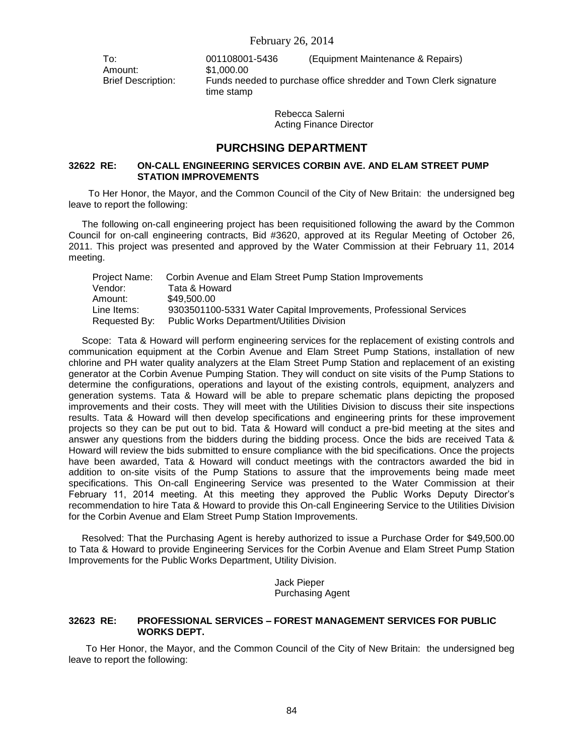To: 001108001-5436 (Equipment Maintenance & Repairs)
Amount: $1,000.00
Brief Description: Funds needed to purchase office shredder and Town Clerk signature time stamp

Rebecca Salerni
Acting Finance Director

## PURCHSING DEPARTMENT

### 32622 RE: ON-CALL ENGINEERING SERVICES CORBIN AVE. AND ELAM STREET PUMP STATION IMPROVEMENTS

To Her Honor, the Mayor, and the Common Council of the City of New Britain: the undersigned beg leave to report the following:

The following on-call engineering project has been requisitioned following the award by the Common Council for on-call engineering contracts, Bid #3620, approved at its Regular Meeting of October 26, 2011. This project was presented and approved by the Water Commission at their February 11, 2014 meeting.

Project Name: Corbin Avenue and Elam Street Pump Station Improvements
Vendor: Tata & Howard
Amount: $49,500.00
Line Items: 9303501100-5331 Water Capital Improvements, Professional Services
Requested By: Public Works Department/Utilities Division

Scope: Tata & Howard will perform engineering services for the replacement of existing controls and communication equipment at the Corbin Avenue and Elam Street Pump Stations, installation of new chlorine and PH water quality analyzers at the Elam Street Pump Station and replacement of an existing generator at the Corbin Avenue Pumping Station. They will conduct on site visits of the Pump Stations to determine the configurations, operations and layout of the existing controls, equipment, analyzers and generation systems. Tata & Howard will be able to prepare schematic plans depicting the proposed improvements and their costs. They will meet with the Utilities Division to discuss their site inspections results. Tata & Howard will then develop specifications and engineering prints for these improvement projects so they can be put out to bid. Tata & Howard will conduct a pre-bid meeting at the sites and answer any questions from the bidders during the bidding process. Once the bids are received Tata & Howard will review the bids submitted to ensure compliance with the bid specifications. Once the projects have been awarded, Tata & Howard will conduct meetings with the contractors awarded the bid in addition to on-site visits of the Pump Stations to assure that the improvements being made meet specifications. This On-call Engineering Service was presented to the Water Commission at their February 11, 2014 meeting. At this meeting they approved the Public Works Deputy Director's recommendation to hire Tata & Howard to provide this On-call Engineering Service to the Utilities Division for the Corbin Avenue and Elam Street Pump Station Improvements.

Resolved: That the Purchasing Agent is hereby authorized to issue a Purchase Order for $49,500.00 to Tata & Howard to provide Engineering Services for the Corbin Avenue and Elam Street Pump Station Improvements for the Public Works Department, Utility Division.

Jack Pieper
Purchasing Agent

### 32623 RE: PROFESSIONAL SERVICES – FOREST MANAGEMENT SERVICES FOR PUBLIC WORKS DEPT.

To Her Honor, the Mayor, and the Common Council of the City of New Britain: the undersigned beg leave to report the following: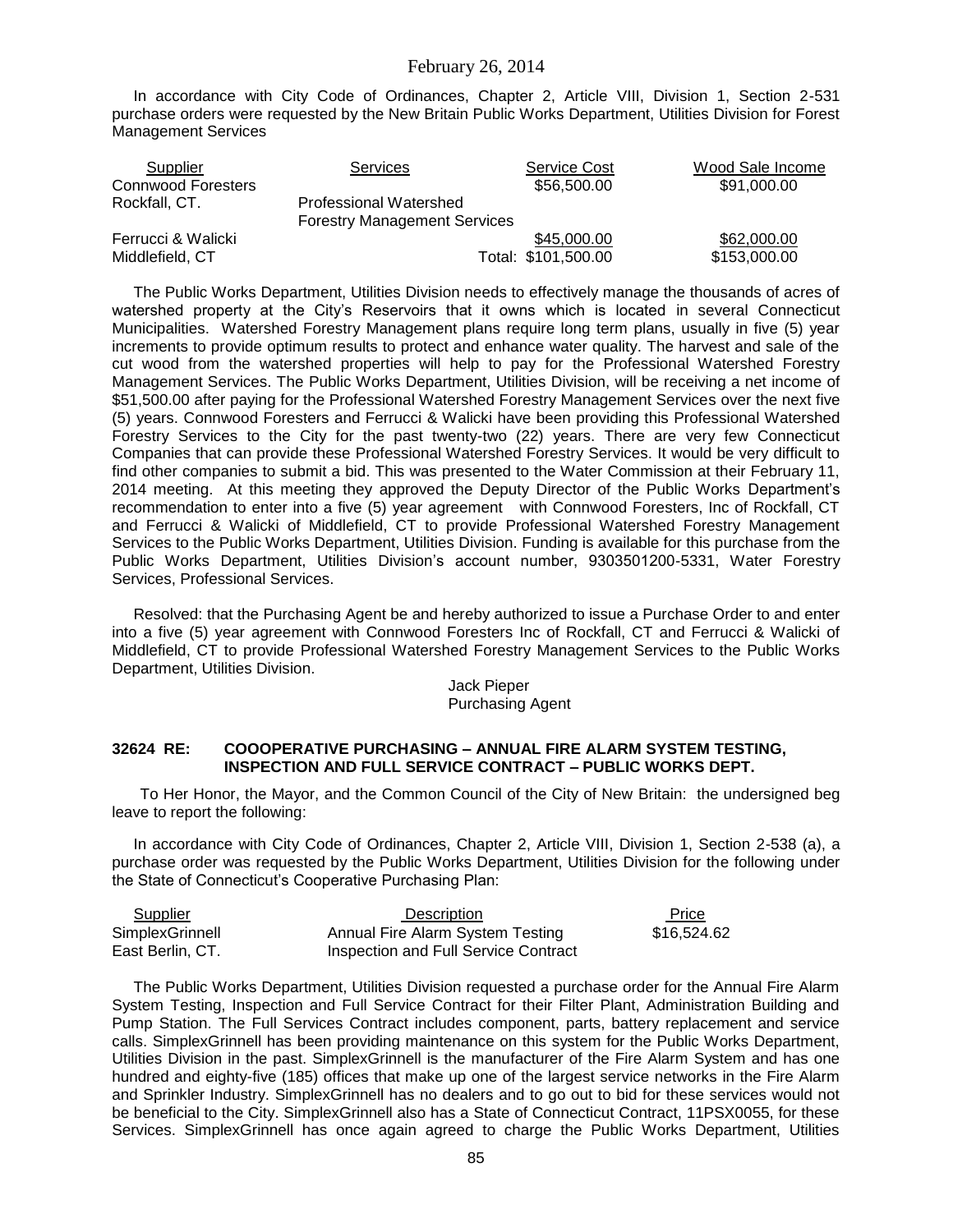In accordance with City Code of Ordinances, Chapter 2, Article VIII, Division 1, Section 2-531 purchase orders were requested by the New Britain Public Works Department, Utilities Division for Forest Management Services

| Supplier | Services | Service Cost | Wood Sale Income |
|---|---|---|---|
| Connwood Foresters | | \$56,500.00 | \$91,000.00 |
| Rockfall, CT. | Professional Watershed Forestry Management Services | | |
| Ferrucci & Walicki | | \$45,000.00 | \$62,000.00 |
| Middlefield, CT | | Total: \$101,500.00 | \$153,000.00 |

The Public Works Department, Utilities Division needs to effectively manage the thousands of acres of watershed property at the City's Reservoirs that it owns which is located in several Connecticut Municipalities. Watershed Forestry Management plans require long term plans, usually in five (5) year increments to provide optimum results to protect and enhance water quality. The harvest and sale of the cut wood from the watershed properties will help to pay for the Professional Watershed Forestry Management Services. The Public Works Department, Utilities Division, will be receiving a net income of \$51,500.00 after paying for the Professional Watershed Forestry Management Services over the next five (5) years. Connwood Foresters and Ferrucci & Walicki have been providing this Professional Watershed Forestry Services to the City for the past twenty-two (22) years. There are very few Connecticut Companies that can provide these Professional Watershed Forestry Services. It would be very difficult to find other companies to submit a bid. This was presented to the Water Commission at their February 11, 2014 meeting. At this meeting they approved the Deputy Director of the Public Works Department's recommendation to enter into a five (5) year agreement with Connwood Foresters, Inc of Rockfall, CT and Ferrucci & Walicki of Middlefield, CT to provide Professional Watershed Forestry Management Services to the Public Works Department, Utilities Division. Funding is available for this purchase from the Public Works Department, Utilities Division's account number, 9303501200-5331, Water Forestry Services, Professional Services.

Resolved: that the Purchasing Agent be and hereby authorized to issue a Purchase Order to and enter into a five (5) year agreement with Connwood Foresters Inc of Rockfall, CT and Ferrucci & Walicki of Middlefield, CT to provide Professional Watershed Forestry Management Services to the Public Works Department, Utilities Division.

Jack Pieper
Purchasing Agent

### 32624 RE: COOOPERATIVE PURCHASING – ANNUAL FIRE ALARM SYSTEM TESTING, INSPECTION AND FULL SERVICE CONTRACT – PUBLIC WORKS DEPT.

To Her Honor, the Mayor, and the Common Council of the City of New Britain: the undersigned beg leave to report the following:

In accordance with City Code of Ordinances, Chapter 2, Article VIII, Division 1, Section 2-538 (a), a purchase order was requested by the Public Works Department, Utilities Division for the following under the State of Connecticut's Cooperative Purchasing Plan:

| Supplier | Description | Price |
|---|---|---|
| SimplexGrinnell<br>East Berlin, CT. | Annual Fire Alarm System Testing<br>Inspection and Full Service Contract | \$16,524.62 |

The Public Works Department, Utilities Division requested a purchase order for the Annual Fire Alarm System Testing, Inspection and Full Service Contract for their Filter Plant, Administration Building and Pump Station. The Full Services Contract includes component, parts, battery replacement and service calls. SimplexGrinnell has been providing maintenance on this system for the Public Works Department, Utilities Division in the past. SimplexGrinnell is the manufacturer of the Fire Alarm System and has one hundred and eighty-five (185) offices that make up one of the largest service networks in the Fire Alarm and Sprinkler Industry. SimplexGrinnell has no dealers and to go out to bid for these services would not be beneficial to the City. SimplexGrinnell also has a State of Connecticut Contract, 11PSX0055, for these Services. SimplexGrinnell has once again agreed to charge the Public Works Department, Utilities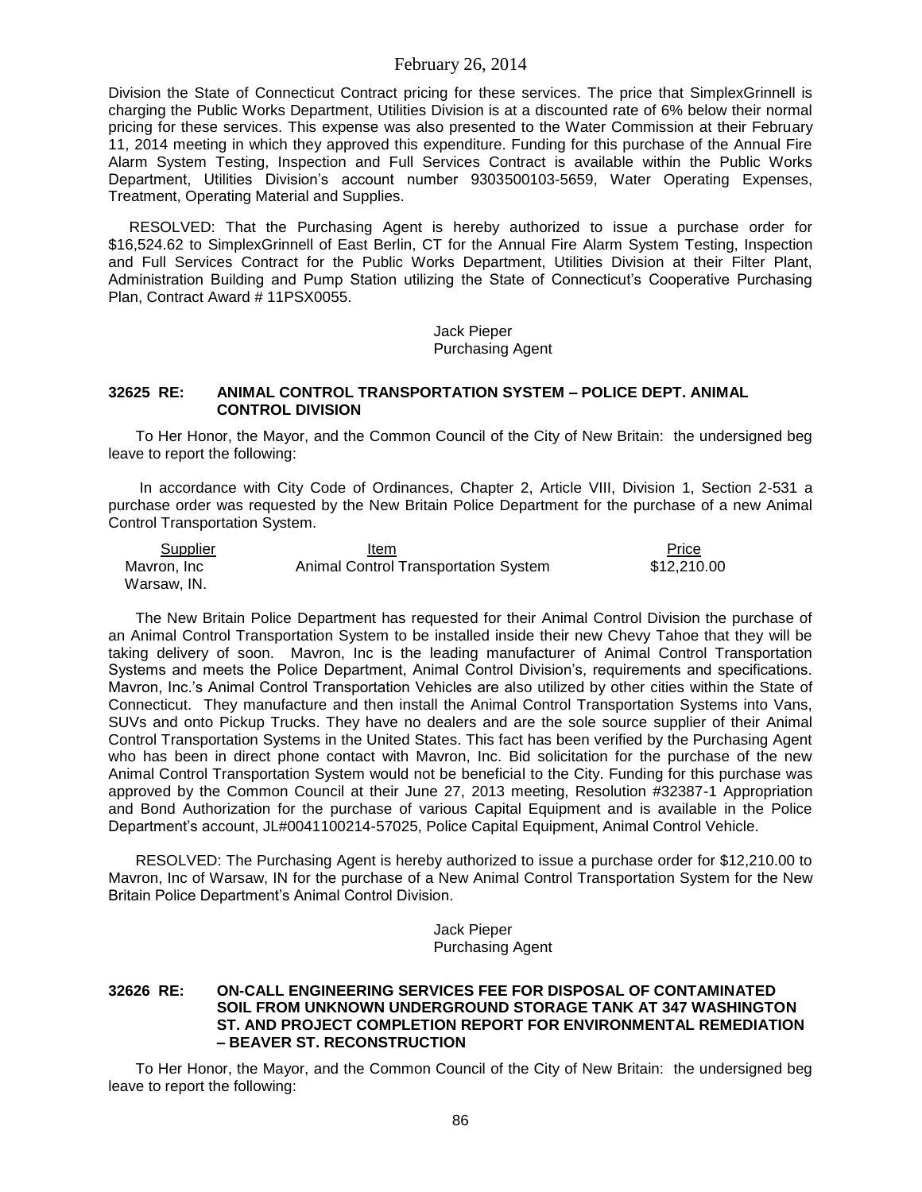Division the State of Connecticut Contract pricing for these services. The price that SimplexGrinnell is charging the Public Works Department, Utilities Division is at a discounted rate of 6% below their normal pricing for these services. This expense was also presented to the Water Commission at their February 11, 2014 meeting in which they approved this expenditure. Funding for this purchase of the Annual Fire Alarm System Testing, Inspection and Full Services Contract is available within the Public Works Department, Utilities Division's account number 9303500103-5659, Water Operating Expenses, Treatment, Operating Material and Supplies.

RESOLVED: That the Purchasing Agent is hereby authorized to issue a purchase order for $16,524.62 to SimplexGrinnell of East Berlin, CT for the Annual Fire Alarm System Testing, Inspection and Full Services Contract for the Public Works Department, Utilities Division at their Filter Plant, Administration Building and Pump Station utilizing the State of Connecticut's Cooperative Purchasing Plan, Contract Award # 11PSX0055.

Jack Pieper
Purchasing Agent

### 32625 RE: ANIMAL CONTROL TRANSPORTATION SYSTEM – POLICE DEPT. ANIMAL CONTROL DIVISION

To Her Honor, the Mayor, and the Common Council of the City of New Britain: the undersigned beg leave to report the following:

In accordance with City Code of Ordinances, Chapter 2, Article VIII, Division 1, Section 2-531 a purchase order was requested by the New Britain Police Department for the purchase of a new Animal Control Transportation System.

| Supplier | Item | Price |
| --- | --- | --- |
| Mavron, Inc Warsaw, IN. | Animal Control Transportation System | $12,210.00 |

The New Britain Police Department has requested for their Animal Control Division the purchase of an Animal Control Transportation System to be installed inside their new Chevy Tahoe that they will be taking delivery of soon. Mavron, Inc is the leading manufacturer of Animal Control Transportation Systems and meets the Police Department, Animal Control Division's, requirements and specifications. Mavron, Inc.'s Animal Control Transportation Vehicles are also utilized by other cities within the State of Connecticut. They manufacture and then install the Animal Control Transportation Systems into Vans, SUVs and onto Pickup Trucks. They have no dealers and are the sole source supplier of their Animal Control Transportation Systems in the United States. This fact has been verified by the Purchasing Agent who has been in direct phone contact with Mavron, Inc. Bid solicitation for the purchase of the new Animal Control Transportation System would not be beneficial to the City. Funding for this purchase was approved by the Common Council at their June 27, 2013 meeting, Resolution #32387-1 Appropriation and Bond Authorization for the purchase of various Capital Equipment and is available in the Police Department's account, JL#0041100214-57025, Police Capital Equipment, Animal Control Vehicle.

RESOLVED: The Purchasing Agent is hereby authorized to issue a purchase order for $12,210.00 to Mavron, Inc of Warsaw, IN for the purchase of a New Animal Control Transportation System for the New Britain Police Department's Animal Control Division.

Jack Pieper
Purchasing Agent

### 32626 RE: ON-CALL ENGINEERING SERVICES FEE FOR DISPOSAL OF CONTAMINATED SOIL FROM UNKNOWN UNDERGROUND STORAGE TANK AT 347 WASHINGTON ST. AND PROJECT COMPLETION REPORT FOR ENVIRONMENTAL REMEDIATION – BEAVER ST. RECONSTRUCTION

To Her Honor, the Mayor, and the Common Council of the City of New Britain: the undersigned beg leave to report the following: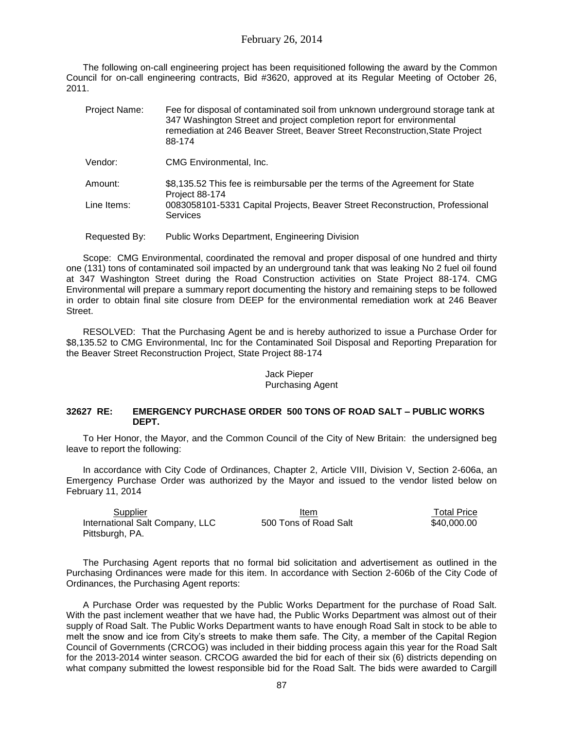The following on-call engineering project has been requisitioned following the award by the Common Council for on-call engineering contracts, Bid #3620, approved at its Regular Meeting of October 26, 2011.

| | |
|---|---|
| Project Name: | Fee for disposal of contaminated soil from unknown underground storage tank at 347 Washington Street and project completion report for environmental remediation at 246 Beaver Street, Beaver Street Reconstruction,State Project 88-174 |
| Vendor: | CMG Environmental, Inc. |
| Amount: | $8,135.52 This fee is reimbursable per the terms of the Agreement for State Project 88-174 |
| Line Items: | 0083058101-5331 Capital Projects, Beaver Street Reconstruction, Professional Services |
| Requested By: | Public Works Department, Engineering Division |

Scope: CMG Environmental, coordinated the removal and proper disposal of one hundred and thirty one (131) tons of contaminated soil impacted by an underground tank that was leaking No 2 fuel oil found at 347 Washington Street during the Road Construction activities on State Project 88-174. CMG Environmental will prepare a summary report documenting the history and remaining steps to be followed in order to obtain final site closure from DEEP for the environmental remediation work at 246 Beaver Street.

RESOLVED: That the Purchasing Agent be and is hereby authorized to issue a Purchase Order for $8,135.52 to CMG Environmental, Inc for the Contaminated Soil Disposal and Reporting Preparation for the Beaver Street Reconstruction Project, State Project 88-174

Jack Pieper
Purchasing Agent

**32627 RE: EMERGENCY PURCHASE ORDER 500 TONS OF ROAD SALT – PUBLIC WORKS DEPT.**

To Her Honor, the Mayor, and the Common Council of the City of New Britain: the undersigned beg leave to report the following:

In accordance with City Code of Ordinances, Chapter 2, Article VIII, Division V, Section 2-606a, an Emergency Purchase Order was authorized by the Mayor and issued to the vendor listed below on February 11, 2014

| Supplier | Item | Total Price |
|---|---|---|
| International Salt Company, LLC Pittsburgh, PA. | 500 Tons of Road Salt | $40,000.00 |

The Purchasing Agent reports that no formal bid solicitation and advertisement as outlined in the Purchasing Ordinances were made for this item. In accordance with Section 2-606b of the City Code of Ordinances, the Purchasing Agent reports:

A Purchase Order was requested by the Public Works Department for the purchase of Road Salt. With the past inclement weather that we have had, the Public Works Department was almost out of their supply of Road Salt. The Public Works Department wants to have enough Road Salt in stock to be able to melt the snow and ice from City's streets to make them safe. The City, a member of the Capital Region Council of Governments (CRCOG) was included in their bidding process again this year for the Road Salt for the 2013-2014 winter season. CRCOG awarded the bid for each of their six (6) districts depending on what company submitted the lowest responsible bid for the Road Salt. The bids were awarded to Cargill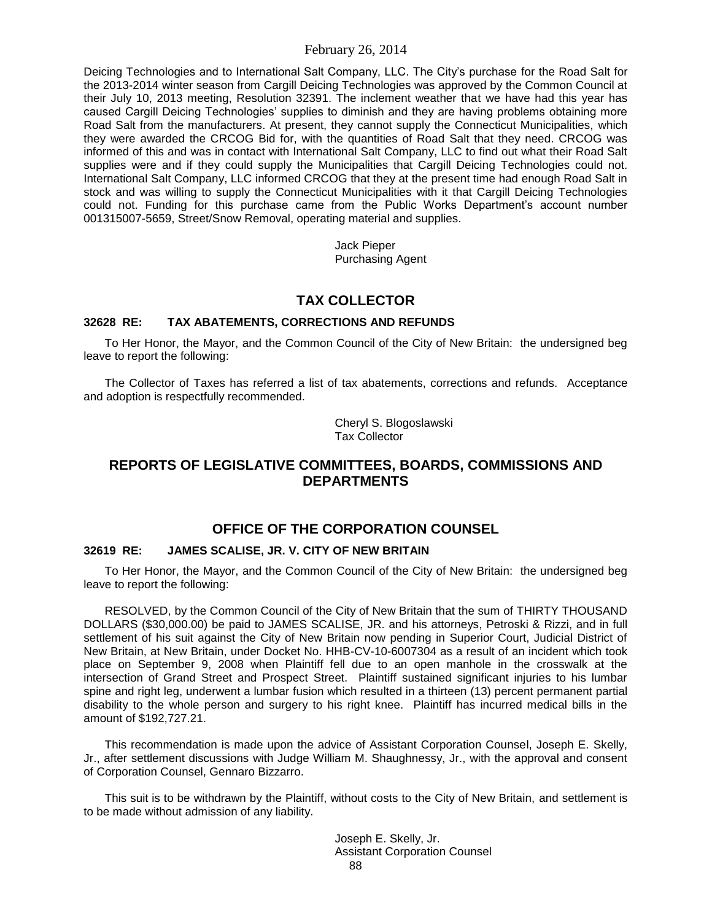Deicing Technologies and to International Salt Company, LLC. The City's purchase for the Road Salt for the 2013-2014 winter season from Cargill Deicing Technologies was approved by the Common Council at their July 10, 2013 meeting, Resolution 32391. The inclement weather that we have had this year has caused Cargill Deicing Technologies' supplies to diminish and they are having problems obtaining more Road Salt from the manufacturers. At present, they cannot supply the Connecticut Municipalities, which they were awarded the CRCOG Bid for, with the quantities of Road Salt that they need. CRCOG was informed of this and was in contact with International Salt Company, LLC to find out what their Road Salt supplies were and if they could supply the Municipalities that Cargill Deicing Technologies could not. International Salt Company, LLC informed CRCOG that they at the present time had enough Road Salt in stock and was willing to supply the Connecticut Municipalities with it that Cargill Deicing Technologies could not. Funding for this purchase came from the Public Works Department's account number 001315007-5659, Street/Snow Removal, operating material and supplies.

Jack Pieper
Purchasing Agent

## TAX COLLECTOR

### 32628 RE: TAX ABATEMENTS, CORRECTIONS AND REFUNDS

To Her Honor, the Mayor, and the Common Council of the City of New Britain: the undersigned beg leave to report the following:

The Collector of Taxes has referred a list of tax abatements, corrections and refunds. Acceptance and adoption is respectfully recommended.

Cheryl S. Blogoslawski
Tax Collector

## REPORTS OF LEGISLATIVE COMMITTEES, BOARDS, COMMISSIONS AND DEPARTMENTS

## OFFICE OF THE CORPORATION COUNSEL

### 32619 RE: JAMES SCALISE, JR. V. CITY OF NEW BRITAIN

To Her Honor, the Mayor, and the Common Council of the City of New Britain: the undersigned beg leave to report the following:

RESOLVED, by the Common Council of the City of New Britain that the sum of THIRTY THOUSAND DOLLARS ($30,000.00) be paid to JAMES SCALISE, JR. and his attorneys, Petroski & Rizzi, and in full settlement of his suit against the City of New Britain now pending in Superior Court, Judicial District of New Britain, at New Britain, under Docket No. HHB-CV-10-6007304 as a result of an incident which took place on September 9, 2008 when Plaintiff fell due to an open manhole in the crosswalk at the intersection of Grand Street and Prospect Street. Plaintiff sustained significant injuries to his lumbar spine and right leg, underwent a lumbar fusion which resulted in a thirteen (13) percent permanent partial disability to the whole person and surgery to his right knee. Plaintiff has incurred medical bills in the amount of $192,727.21.

This recommendation is made upon the advice of Assistant Corporation Counsel, Joseph E. Skelly, Jr., after settlement discussions with Judge William M. Shaughnessy, Jr., with the approval and consent of Corporation Counsel, Gennaro Bizzarro.

This suit is to be withdrawn by the Plaintiff, without costs to the City of New Britain, and settlement is to be made without admission of any liability.

Joseph E. Skelly, Jr.
Assistant Corporation Counsel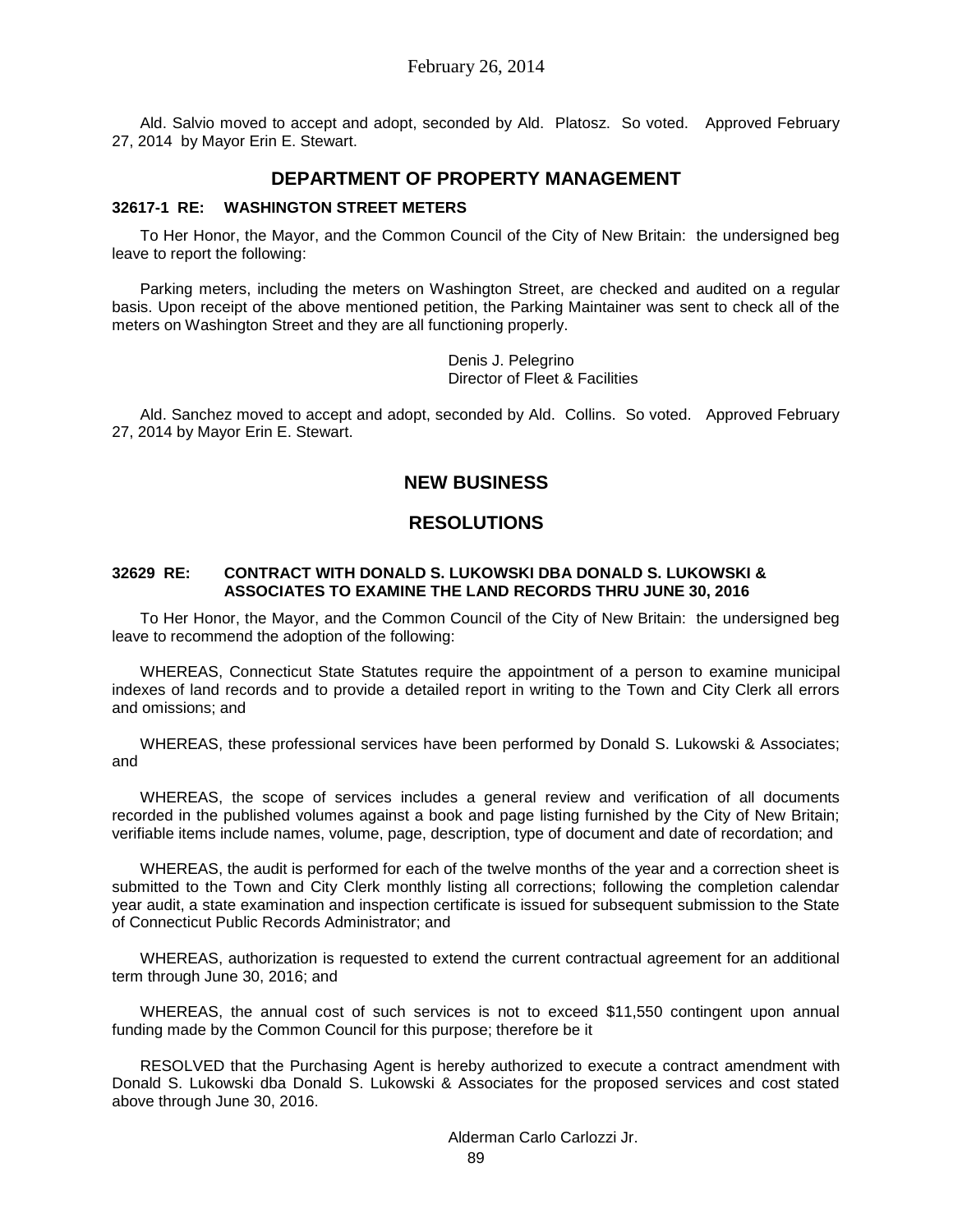Ald. Salvio moved to accept and adopt, seconded by Ald. Platosz. So voted. Approved February 27, 2014 by Mayor Erin E. Stewart.

## DEPARTMENT OF PROPERTY MANAGEMENT

**32617-1 RE: WASHINGTON STREET METERS**

To Her Honor, the Mayor, and the Common Council of the City of New Britain: the undersigned beg leave to report the following:

Parking meters, including the meters on Washington Street, are checked and audited on a regular basis. Upon receipt of the above mentioned petition, the Parking Maintainer was sent to check all of the meters on Washington Street and they are all functioning properly.

Denis J. Pelegrino
Director of Fleet & Facilities

Ald. Sanchez moved to accept and adopt, seconded by Ald. Collins. So voted. Approved February 27, 2014 by Mayor Erin E. Stewart.

## NEW BUSINESS

## RESOLUTIONS

**32629 RE: CONTRACT WITH DONALD S. LUKOWSKI DBA DONALD S. LUKOWSKI & ASSOCIATES TO EXAMINE THE LAND RECORDS THRU JUNE 30, 2016**

To Her Honor, the Mayor, and the Common Council of the City of New Britain: the undersigned beg leave to recommend the adoption of the following:

WHEREAS, Connecticut State Statutes require the appointment of a person to examine municipal indexes of land records and to provide a detailed report in writing to the Town and City Clerk all errors and omissions; and

WHEREAS, these professional services have been performed by Donald S. Lukowski & Associates; and

WHEREAS, the scope of services includes a general review and verification of all documents recorded in the published volumes against a book and page listing furnished by the City of New Britain; verifiable items include names, volume, page, description, type of document and date of recordation; and

WHEREAS, the audit is performed for each of the twelve months of the year and a correction sheet is submitted to the Town and City Clerk monthly listing all corrections; following the completion calendar year audit, a state examination and inspection certificate is issued for subsequent submission to the State of Connecticut Public Records Administrator; and

WHEREAS, authorization is requested to extend the current contractual agreement for an additional term through June 30, 2016; and

WHEREAS, the annual cost of such services is not to exceed $11,550 contingent upon annual funding made by the Common Council for this purpose; therefore be it

RESOLVED that the Purchasing Agent is hereby authorized to execute a contract amendment with Donald S. Lukowski dba Donald S. Lukowski & Associates for the proposed services and cost stated above through June 30, 2016.

Alderman Carlo Carlozzi Jr.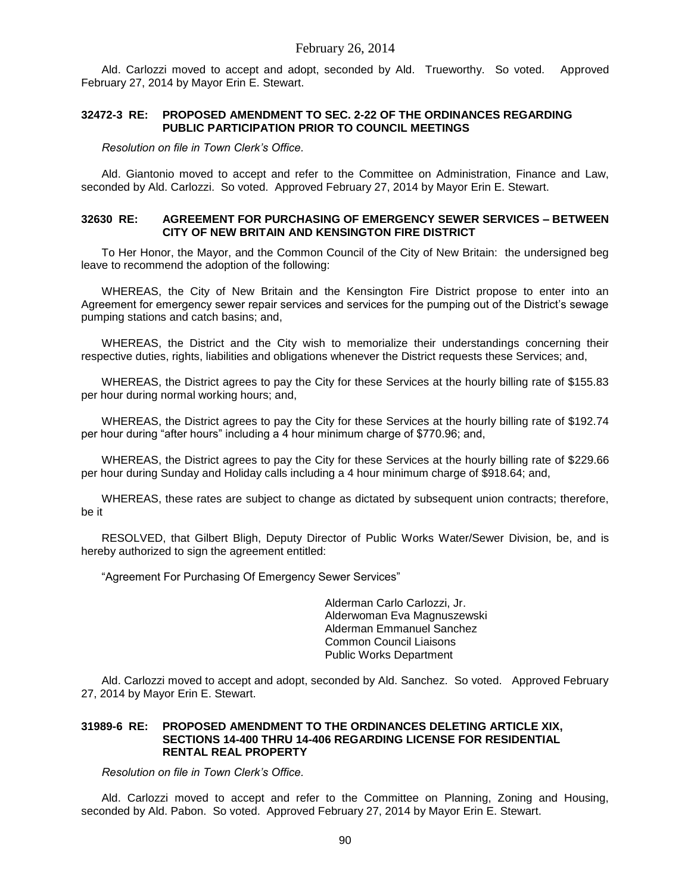Ald. Carlozzi moved to accept and adopt, seconded by Ald. Trueworthy. So voted. Approved February 27, 2014 by Mayor Erin E. Stewart.

**32472-3 RE: PROPOSED AMENDMENT TO SEC. 2-22 OF THE ORDINANCES REGARDING PUBLIC PARTICIPATION PRIOR TO COUNCIL MEETINGS**

*Resolution on file in Town Clerk's Office.*

Ald. Giantonio moved to accept and refer to the Committee on Administration, Finance and Law, seconded by Ald. Carlozzi. So voted. Approved February 27, 2014 by Mayor Erin E. Stewart.

**32630 RE: AGREEMENT FOR PURCHASING OF EMERGENCY SEWER SERVICES – BETWEEN CITY OF NEW BRITAIN AND KENSINGTON FIRE DISTRICT**

To Her Honor, the Mayor, and the Common Council of the City of New Britain: the undersigned beg leave to recommend the adoption of the following:

WHEREAS, the City of New Britain and the Kensington Fire District propose to enter into an Agreement for emergency sewer repair services and services for the pumping out of the District's sewage pumping stations and catch basins; and,

WHEREAS, the District and the City wish to memorialize their understandings concerning their respective duties, rights, liabilities and obligations whenever the District requests these Services; and,

WHEREAS, the District agrees to pay the City for these Services at the hourly billing rate of $155.83 per hour during normal working hours; and,

WHEREAS, the District agrees to pay the City for these Services at the hourly billing rate of $192.74 per hour during "after hours" including a 4 hour minimum charge of $770.96; and,

WHEREAS, the District agrees to pay the City for these Services at the hourly billing rate of $229.66 per hour during Sunday and Holiday calls including a 4 hour minimum charge of $918.64; and,

WHEREAS, these rates are subject to change as dictated by subsequent union contracts; therefore, be it

RESOLVED, that Gilbert Bligh, Deputy Director of Public Works Water/Sewer Division, be, and is hereby authorized to sign the agreement entitled:

"Agreement For Purchasing Of Emergency Sewer Services"

Alderman Carlo Carlozzi, Jr.
Alderwoman Eva Magnuszewski
Alderman Emmanuel Sanchez
Common Council Liaisons
Public Works Department

Ald. Carlozzi moved to accept and adopt, seconded by Ald. Sanchez. So voted. Approved February 27, 2014 by Mayor Erin E. Stewart.

**31989-6 RE: PROPOSED AMENDMENT TO THE ORDINANCES DELETING ARTICLE XIX, SECTIONS 14-400 THRU 14-406 REGARDING LICENSE FOR RESIDENTIAL RENTAL REAL PROPERTY**

*Resolution on file in Town Clerk's Office.*

Ald. Carlozzi moved to accept and refer to the Committee on Planning, Zoning and Housing, seconded by Ald. Pabon. So voted. Approved February 27, 2014 by Mayor Erin E. Stewart.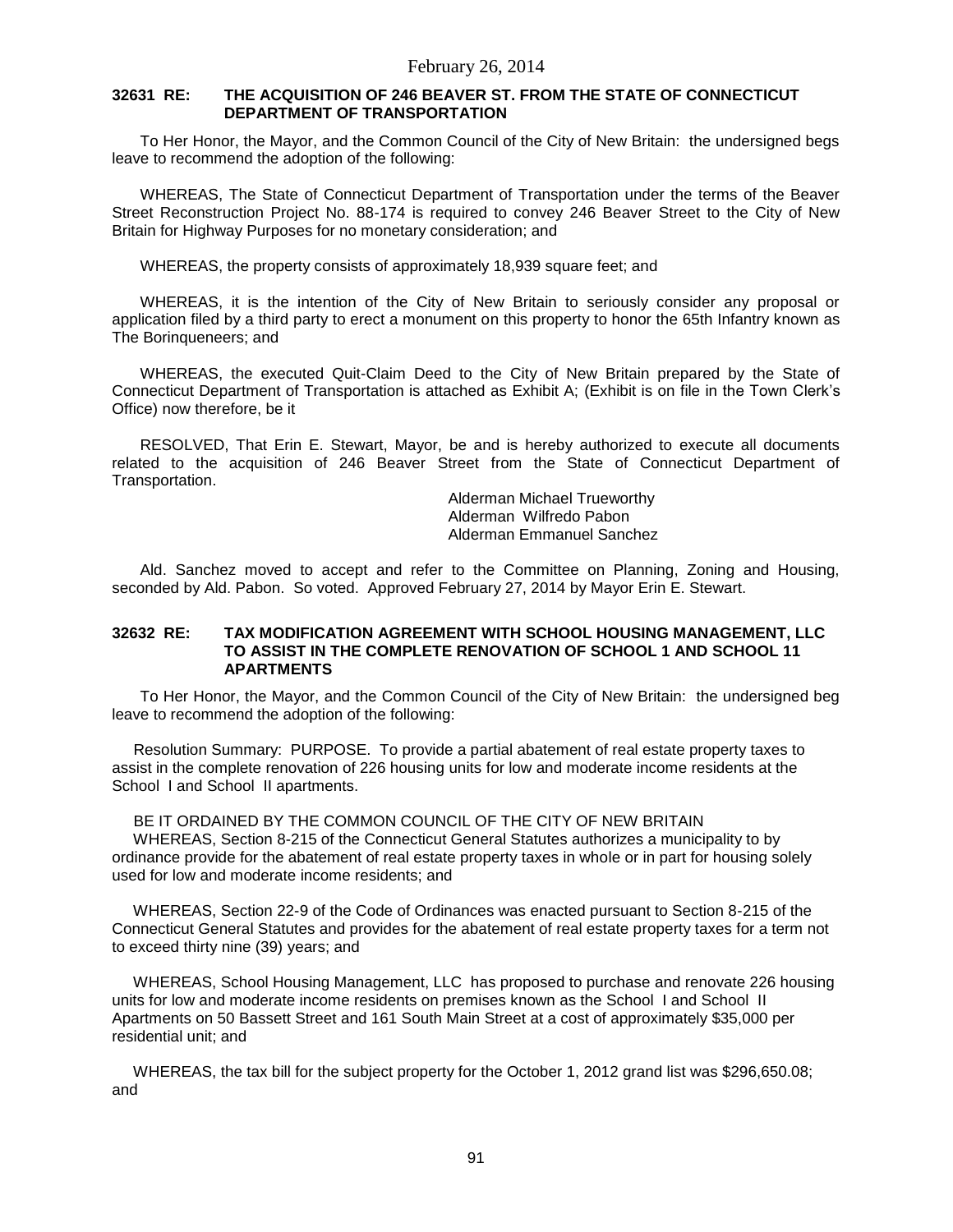February 26, 2014

**32631 RE: THE ACQUISITION OF 246 BEAVER ST. FROM THE STATE OF CONNECTICUT DEPARTMENT OF TRANSPORTATION**

To Her Honor, the Mayor, and the Common Council of the City of New Britain: the undersigned begs leave to recommend the adoption of the following:

WHEREAS, The State of Connecticut Department of Transportation under the terms of the Beaver Street Reconstruction Project No. 88-174 is required to convey 246 Beaver Street to the City of New Britain for Highway Purposes for no monetary consideration; and

WHEREAS, the property consists of approximately 18,939 square feet; and

WHEREAS, it is the intention of the City of New Britain to seriously consider any proposal or application filed by a third party to erect a monument on this property to honor the 65th Infantry known as The Borinqueneers; and

WHEREAS, the executed Quit-Claim Deed to the City of New Britain prepared by the State of Connecticut Department of Transportation is attached as Exhibit A; (Exhibit is on file in the Town Clerk's Office) now therefore, be it

RESOLVED, That Erin E. Stewart, Mayor, be and is hereby authorized to execute all documents related to the acquisition of 246 Beaver Street from the State of Connecticut Department of Transportation.

Alderman Michael Trueworthy
Alderman Wilfredo Pabon
Alderman Emmanuel Sanchez

Ald. Sanchez moved to accept and refer to the Committee on Planning, Zoning and Housing, seconded by Ald. Pabon. So voted. Approved February 27, 2014 by Mayor Erin E. Stewart.

**32632 RE: TAX MODIFICATION AGREEMENT WITH SCHOOL HOUSING MANAGEMENT, LLC TO ASSIST IN THE COMPLETE RENOVATION OF SCHOOL 1 AND SCHOOL 11 APARTMENTS**

To Her Honor, the Mayor, and the Common Council of the City of New Britain: the undersigned beg leave to recommend the adoption of the following:

Resolution Summary: PURPOSE. To provide a partial abatement of real estate property taxes to assist in the complete renovation of 226 housing units for low and moderate income residents at the School I and School II apartments.

BE IT ORDAINED BY THE COMMON COUNCIL OF THE CITY OF NEW BRITAIN

WHEREAS, Section 8-215 of the Connecticut General Statutes authorizes a municipality to by ordinance provide for the abatement of real estate property taxes in whole or in part for housing solely used for low and moderate income residents; and

WHEREAS, Section 22-9 of the Code of Ordinances was enacted pursuant to Section 8-215 of the Connecticut General Statutes and provides for the abatement of real estate property taxes for a term not to exceed thirty nine (39) years; and

WHEREAS, School Housing Management, LLC has proposed to purchase and renovate 226 housing units for low and moderate income residents on premises known as the School I and School II Apartments on 50 Bassett Street and 161 South Main Street at a cost of approximately $35,000 per residential unit; and

WHEREAS, the tax bill for the subject property for the October 1, 2012 grand list was $296,650.08; and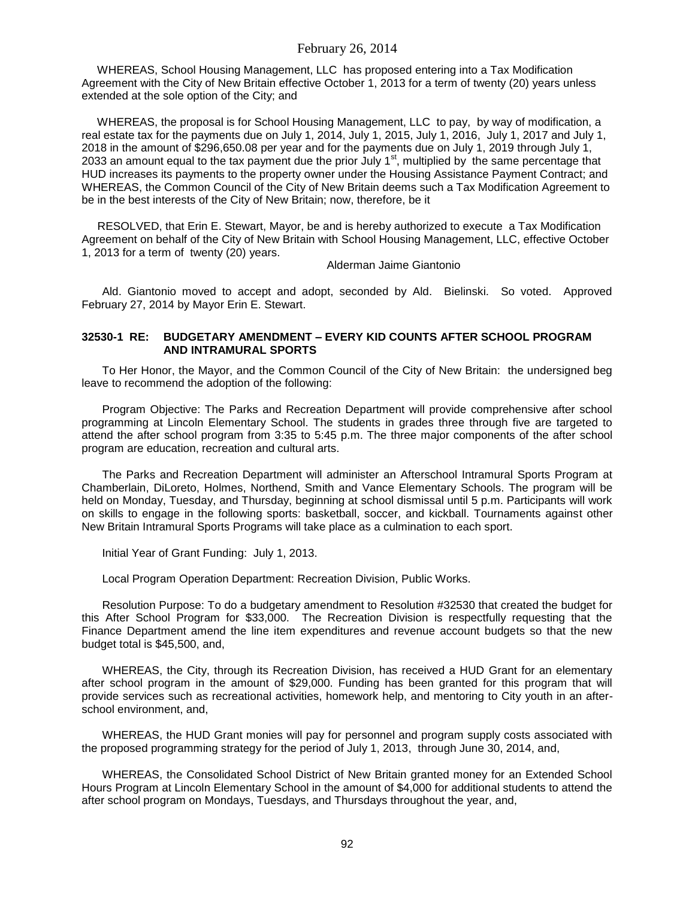WHEREAS, School Housing Management, LLC has proposed entering into a Tax Modification Agreement with the City of New Britain effective October 1, 2013 for a term of twenty (20) years unless extended at the sole option of the City; and

WHEREAS, the proposal is for School Housing Management, LLC to pay, by way of modification, a real estate tax for the payments due on July 1, 2014, July 1, 2015, July 1, 2016, July 1, 2017 and July 1, 2018 in the amount of $296,650.08 per year and for the payments due on July 1, 2019 through July 1, 2033 an amount equal to the tax payment due the prior July 1st, multiplied by the same percentage that HUD increases its payments to the property owner under the Housing Assistance Payment Contract; and WHEREAS, the Common Council of the City of New Britain deems such a Tax Modification Agreement to be in the best interests of the City of New Britain; now, therefore, be it

RESOLVED, that Erin E. Stewart, Mayor, be and is hereby authorized to execute a Tax Modification Agreement on behalf of the City of New Britain with School Housing Management, LLC, effective October 1, 2013 for a term of twenty (20) years.

Alderman Jaime Giantonio

Ald. Giantonio moved to accept and adopt, seconded by Ald. Bielinski. So voted. Approved February 27, 2014 by Mayor Erin E. Stewart.

**32530-1 RE: BUDGETARY AMENDMENT – EVERY KID COUNTS AFTER SCHOOL PROGRAM AND INTRAMURAL SPORTS**

To Her Honor, the Mayor, and the Common Council of the City of New Britain: the undersigned beg leave to recommend the adoption of the following:

Program Objective: The Parks and Recreation Department will provide comprehensive after school programming at Lincoln Elementary School. The students in grades three through five are targeted to attend the after school program from 3:35 to 5:45 p.m. The three major components of the after school program are education, recreation and cultural arts.

The Parks and Recreation Department will administer an Afterschool Intramural Sports Program at Chamberlain, DiLoreto, Holmes, Northend, Smith and Vance Elementary Schools. The program will be held on Monday, Tuesday, and Thursday, beginning at school dismissal until 5 p.m. Participants will work on skills to engage in the following sports: basketball, soccer, and kickball. Tournaments against other New Britain Intramural Sports Programs will take place as a culmination to each sport.

Initial Year of Grant Funding: July 1, 2013.

Local Program Operation Department: Recreation Division, Public Works.

Resolution Purpose: To do a budgetary amendment to Resolution #32530 that created the budget for this After School Program for $33,000. The Recreation Division is respectfully requesting that the Finance Department amend the line item expenditures and revenue account budgets so that the new budget total is $45,500, and,

WHEREAS, the City, through its Recreation Division, has received a HUD Grant for an elementary after school program in the amount of $29,000. Funding has been granted for this program that will provide services such as recreational activities, homework help, and mentoring to City youth in an after-school environment, and,

WHEREAS, the HUD Grant monies will pay for personnel and program supply costs associated with the proposed programming strategy for the period of July 1, 2013, through June 30, 2014, and,

WHEREAS, the Consolidated School District of New Britain granted money for an Extended School Hours Program at Lincoln Elementary School in the amount of $4,000 for additional students to attend the after school program on Mondays, Tuesdays, and Thursdays throughout the year, and,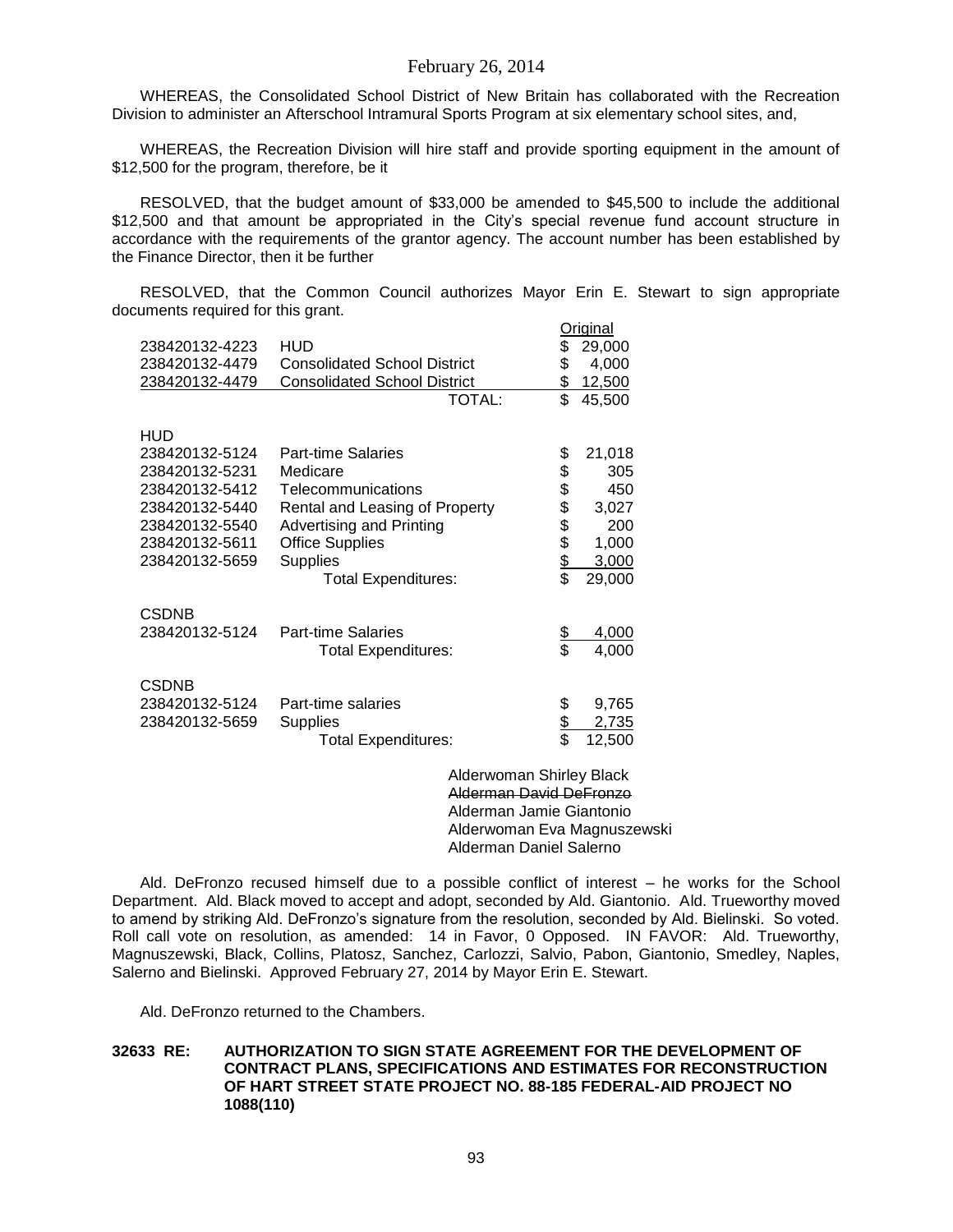WHEREAS, the Consolidated School District of New Britain has collaborated with the Recreation Division to administer an Afterschool Intramural Sports Program at six elementary school sites, and,

WHEREAS, the Recreation Division will hire staff and provide sporting equipment in the amount of $12,500 for the program, therefore, be it

RESOLVED, that the budget amount of $33,000 be amended to $45,500 to include the additional $12,500 and that amount be appropriated in the City's special revenue fund account structure in accordance with the requirements of the grantor agency. The account number has been established by the Finance Director, then it be further

RESOLVED, that the Common Council authorizes Mayor Erin E. Stewart to sign appropriate documents required for this grant.

| | | Original |
|---|---|---|
| 238420132-4223 | HUD | $ 29,000 |
| 238420132-4479 | Consolidated School District | $ 4,000 |
| 238420132-4479 | Consolidated School District | $ 12,500 |
| | TOTAL: | $ 45,500 |
| HUD | | |
| 238420132-5124 | Part-time Salaries | $ 21,018 |
| 238420132-5231 | Medicare | $ 305 |
| 238420132-5412 | Telecommunications | $ 450 |
| 238420132-5440 | Rental and Leasing of Property | $ 3,027 |
| 238420132-5540 | Advertising and Printing | $ 200 |
| 238420132-5611 | Office Supplies | $ 1,000 |
| 238420132-5659 | Supplies | $ 3,000 |
| | Total Expenditures: | $ 29,000 |
| CSDNB | | |
| 238420132-5124 | Part-time Salaries | $ 4,000 |
| | Total Expenditures: | $ 4,000 |
| CSDNB | | |
| 238420132-5124 | Part-time salaries | $ 9,765 |
| 238420132-5659 | Supplies | $ 2,735 |
| | Total Expenditures: | $ 12,500 |

Alderwoman Shirley Black
~~Alderman David DeFronzo~~
Alderman Jamie Giantonio
Alderwoman Eva Magnuszewski
Alderman Daniel Salerno

Ald. DeFronzo recused himself due to a possible conflict of interest – he works for the School Department. Ald. Black moved to accept and adopt, seconded by Ald. Giantonio. Ald. Trueworthy moved to amend by striking Ald. DeFronzo's signature from the resolution, seconded by Ald. Bielinski. So voted. Roll call vote on resolution, as amended: 14 in Favor, 0 Opposed. IN FAVOR: Ald. Trueworthy, Magnuszewski, Black, Collins, Platosz, Sanchez, Carlozzi, Salvio, Pabon, Giantonio, Smedley, Naples, Salerno and Bielinski. Approved February 27, 2014 by Mayor Erin E. Stewart.

Ald. DeFronzo returned to the Chambers.

**32633 RE: AUTHORIZATION TO SIGN STATE AGREEMENT FOR THE DEVELOPMENT OF CONTRACT PLANS, SPECIFICATIONS AND ESTIMATES FOR RECONSTRUCTION OF HART STREET STATE PROJECT NO. 88-185 FEDERAL-AID PROJECT NO 1088(110)**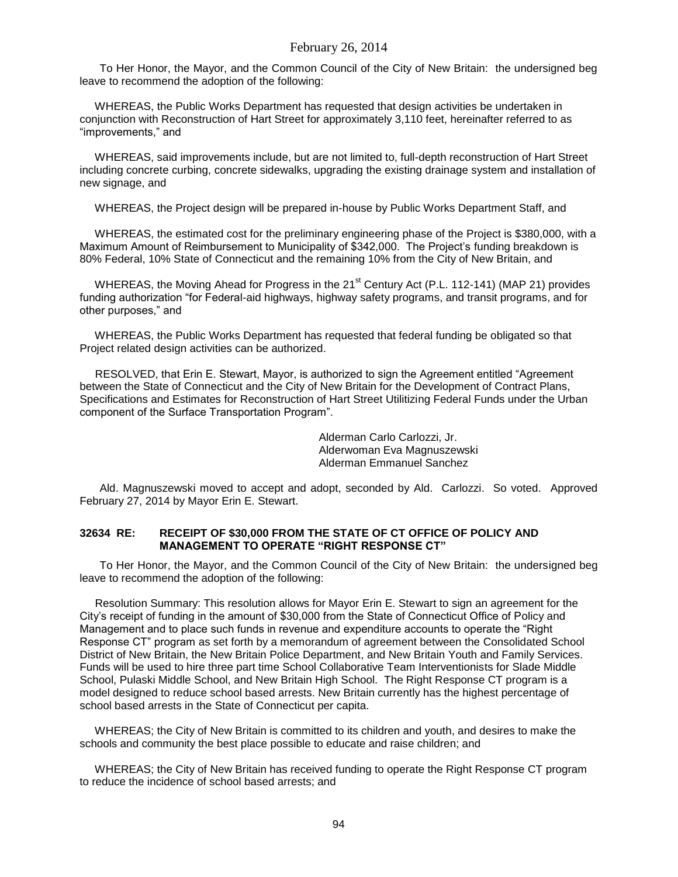To Her Honor, the Mayor, and the Common Council of the City of New Britain: the undersigned beg leave to recommend the adoption of the following:

WHEREAS, the Public Works Department has requested that design activities be undertaken in conjunction with Reconstruction of Hart Street for approximately 3,110 feet, hereinafter referred to as "improvements," and

WHEREAS, said improvements include, but are not limited to, full-depth reconstruction of Hart Street including concrete curbing, concrete sidewalks, upgrading the existing drainage system and installation of new signage, and

WHEREAS, the Project design will be prepared in-house by Public Works Department Staff, and

WHEREAS, the estimated cost for the preliminary engineering phase of the Project is $380,000, with a Maximum Amount of Reimbursement to Municipality of $342,000. The Project's funding breakdown is 80% Federal, 10% State of Connecticut and the remaining 10% from the City of New Britain, and

WHEREAS, the Moving Ahead for Progress in the 21st Century Act (P.L. 112-141) (MAP 21) provides funding authorization "for Federal-aid highways, highway safety programs, and transit programs, and for other purposes," and

WHEREAS, the Public Works Department has requested that federal funding be obligated so that Project related design activities can be authorized.

RESOLVED, that Erin E. Stewart, Mayor, is authorized to sign the Agreement entitled "Agreement between the State of Connecticut and the City of New Britain for the Development of Contract Plans, Specifications and Estimates for Reconstruction of Hart Street Utilitizing Federal Funds under the Urban component of the Surface Transportation Program".

Alderman Carlo Carlozzi, Jr.
Alderwoman Eva Magnuszewski
Alderman Emmanuel Sanchez

Ald. Magnuszewski moved to accept and adopt, seconded by Ald. Carlozzi. So voted. Approved February 27, 2014 by Mayor Erin E. Stewart.

**32634 RE: RECEIPT OF $30,000 FROM THE STATE OF CT OFFICE OF POLICY AND MANAGEMENT TO OPERATE "RIGHT RESPONSE CT"**

To Her Honor, the Mayor, and the Common Council of the City of New Britain: the undersigned beg leave to recommend the adoption of the following:

Resolution Summary: This resolution allows for Mayor Erin E. Stewart to sign an agreement for the City's receipt of funding in the amount of $30,000 from the State of Connecticut Office of Policy and Management and to place such funds in revenue and expenditure accounts to operate the "Right Response CT" program as set forth by a memorandum of agreement between the Consolidated School District of New Britain, the New Britain Police Department, and New Britain Youth and Family Services. Funds will be used to hire three part time School Collaborative Team Interventionists for Slade Middle School, Pulaski Middle School, and New Britain High School. The Right Response CT program is a model designed to reduce school based arrests. New Britain currently has the highest percentage of school based arrests in the State of Connecticut per capita.

WHEREAS; the City of New Britain is committed to its children and youth, and desires to make the schools and community the best place possible to educate and raise children; and

WHEREAS; the City of New Britain has received funding to operate the Right Response CT program to reduce the incidence of school based arrests; and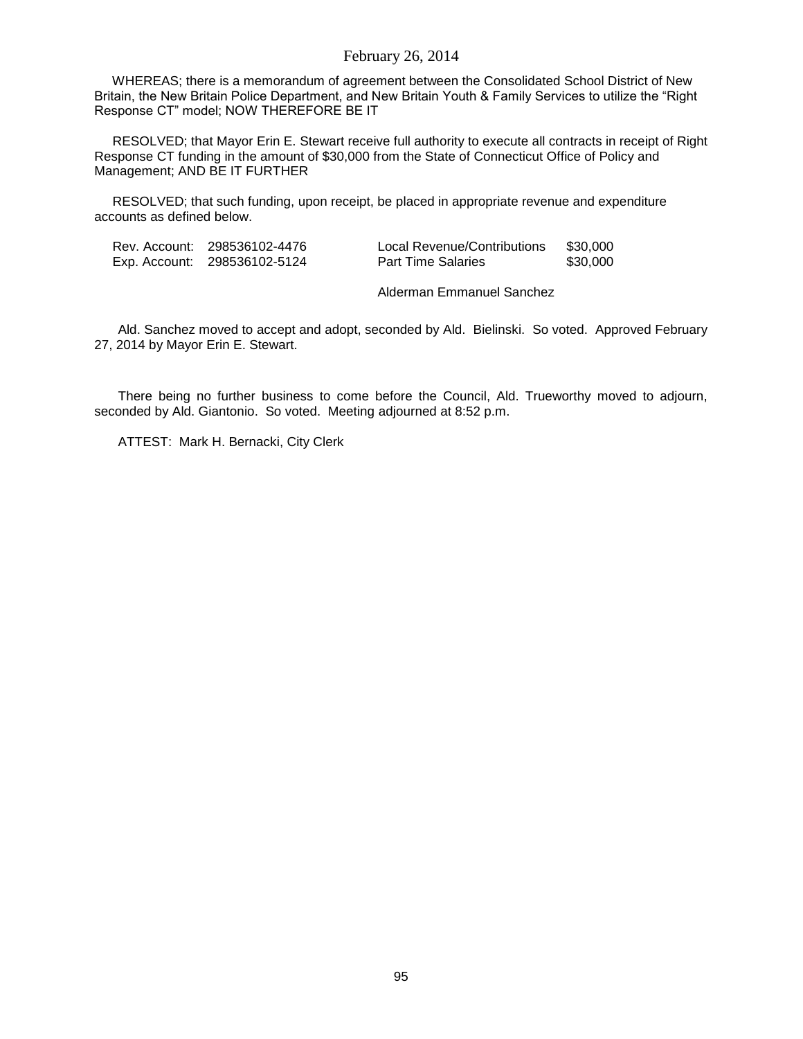WHEREAS; there is a memorandum of agreement between the Consolidated School District of New Britain, the New Britain Police Department, and New Britain Youth & Family Services to utilize the "Right Response CT" model; NOW THEREFORE BE IT

RESOLVED; that Mayor Erin E. Stewart receive full authority to execute all contracts in receipt of Right Response CT funding in the amount of $30,000 from the State of Connecticut Office of Policy and Management; AND BE IT FURTHER

RESOLVED; that such funding, upon receipt, be placed in appropriate revenue and expenditure accounts as defined below.

| | | | |
|---|---|---|---|
| Rev. Account: | 298536102-4476 | Local Revenue/Contributions | $30,000 |
| Exp. Account: | 298536102-5124 | Part Time Salaries | $30,000 |

Alderman Emmanuel Sanchez

Ald. Sanchez moved to accept and adopt, seconded by Ald. Bielinski. So voted. Approved February 27, 2014 by Mayor Erin E. Stewart.

There being no further business to come before the Council, Ald. Trueworthy moved to adjourn, seconded by Ald. Giantonio. So voted. Meeting adjourned at 8:52 p.m.

ATTEST: Mark H. Bernacki, City Clerk